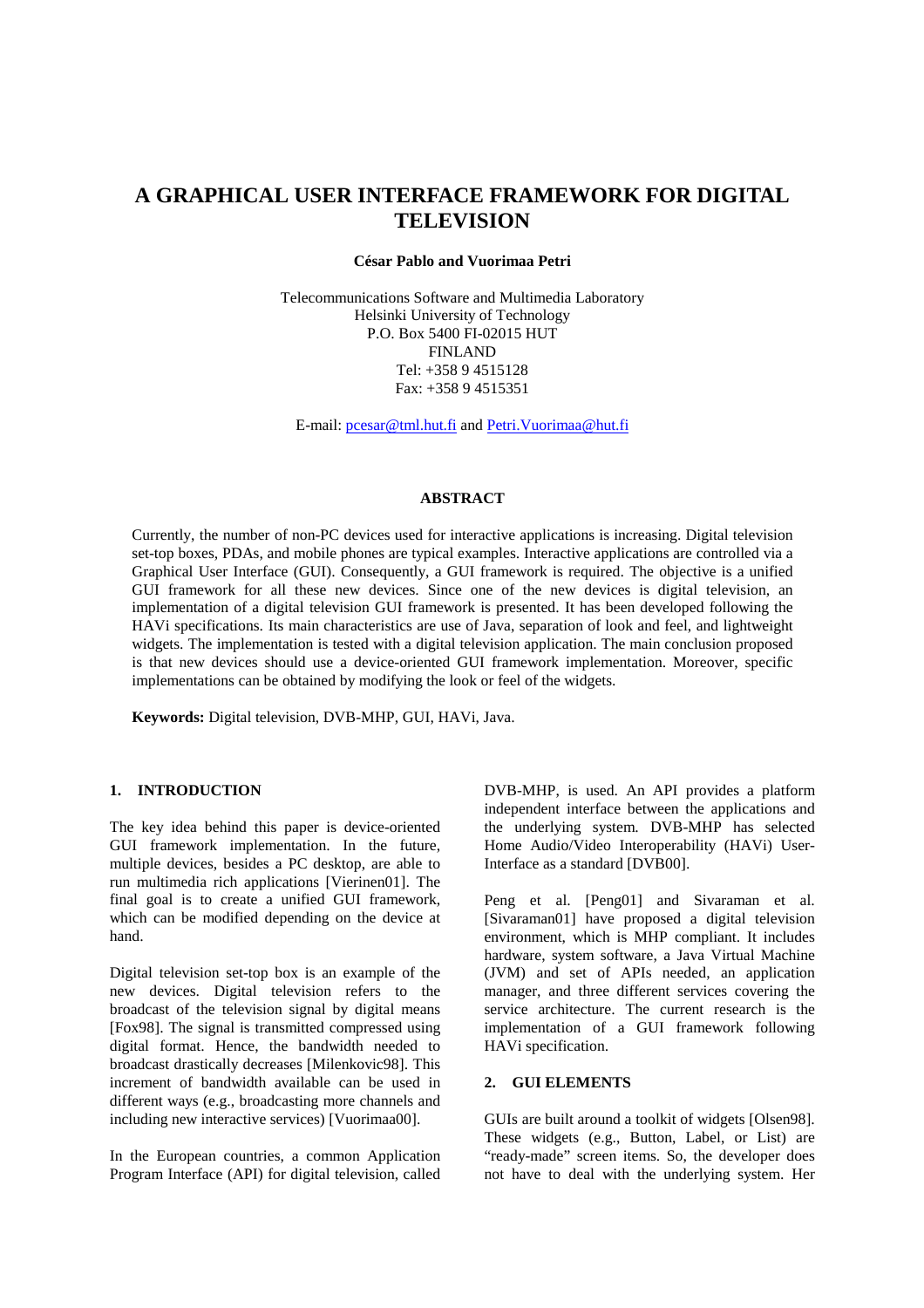# A GRAPHICAL USER INTERFACE FRAMEWORK FOR DIGITAL TELEVISION

**César Pablo and Vuorimaa Petri**

Telecommunications Software and Multimedia Laboratory
Helsinki University of Technology
P.O. Box 5400 FI-02015 HUT
FINLAND
Tel: +358 9 4515128
Fax: +358 9 4515351

E-mail: pcesar@tml.hut.fi and Petri.Vuorimaa@hut.fi

## ABSTRACT

Currently, the number of non-PC devices used for interactive applications is increasing. Digital television set-top boxes, PDAs, and mobile phones are typical examples. Interactive applications are controlled via a Graphical User Interface (GUI). Consequently, a GUI framework is required. The objective is a unified GUI framework for all these new devices. Since one of the new devices is digital television, an implementation of a digital television GUI framework is presented. It has been developed following the HAVi specifications. Its main characteristics are use of Java, separation of look and feel, and lightweight widgets. The implementation is tested with a digital television application. The main conclusion proposed is that new devices should use a device-oriented GUI framework implementation. Moreover, specific implementations can be obtained by modifying the look or feel of the widgets.

**Keywords:** Digital television, DVB-MHP, GUI, HAVi, Java.

## 1. INTRODUCTION

The key idea behind this paper is device-oriented GUI framework implementation. In the future, multiple devices, besides a PC desktop, are able to run multimedia rich applications [Vierinen01]. The final goal is to create a unified GUI framework, which can be modified depending on the device at hand.

Digital television set-top box is an example of the new devices. Digital television refers to the broadcast of the television signal by digital means [Fox98]. The signal is transmitted compressed using digital format. Hence, the bandwidth needed to broadcast drastically decreases [Milenkovic98]. This increment of bandwidth available can be used in different ways (e.g., broadcasting more channels and including new interactive services) [Vuorimaa00].

In the European countries, a common Application Program Interface (API) for digital television, called DVB-MHP, is used. An API provides a platform independent interface between the applications and the underlying system. DVB-MHP has selected Home Audio/Video Interoperability (HAVi) User-Interface as a standard [DVB00].

Peng et al. [Peng01] and Sivaraman et al. [Sivaraman01] have proposed a digital television environment, which is MHP compliant. It includes hardware, system software, a Java Virtual Machine (JVM) and set of APIs needed, an application manager, and three different services covering the service architecture. The current research is the implementation of a GUI framework following HAVi specification.

## 2. GUI ELEMENTS

GUIs are built around a toolkit of widgets [Olsen98]. These widgets (e.g., Button, Label, or List) are "ready-made" screen items. So, the developer does not have to deal with the underlying system. Her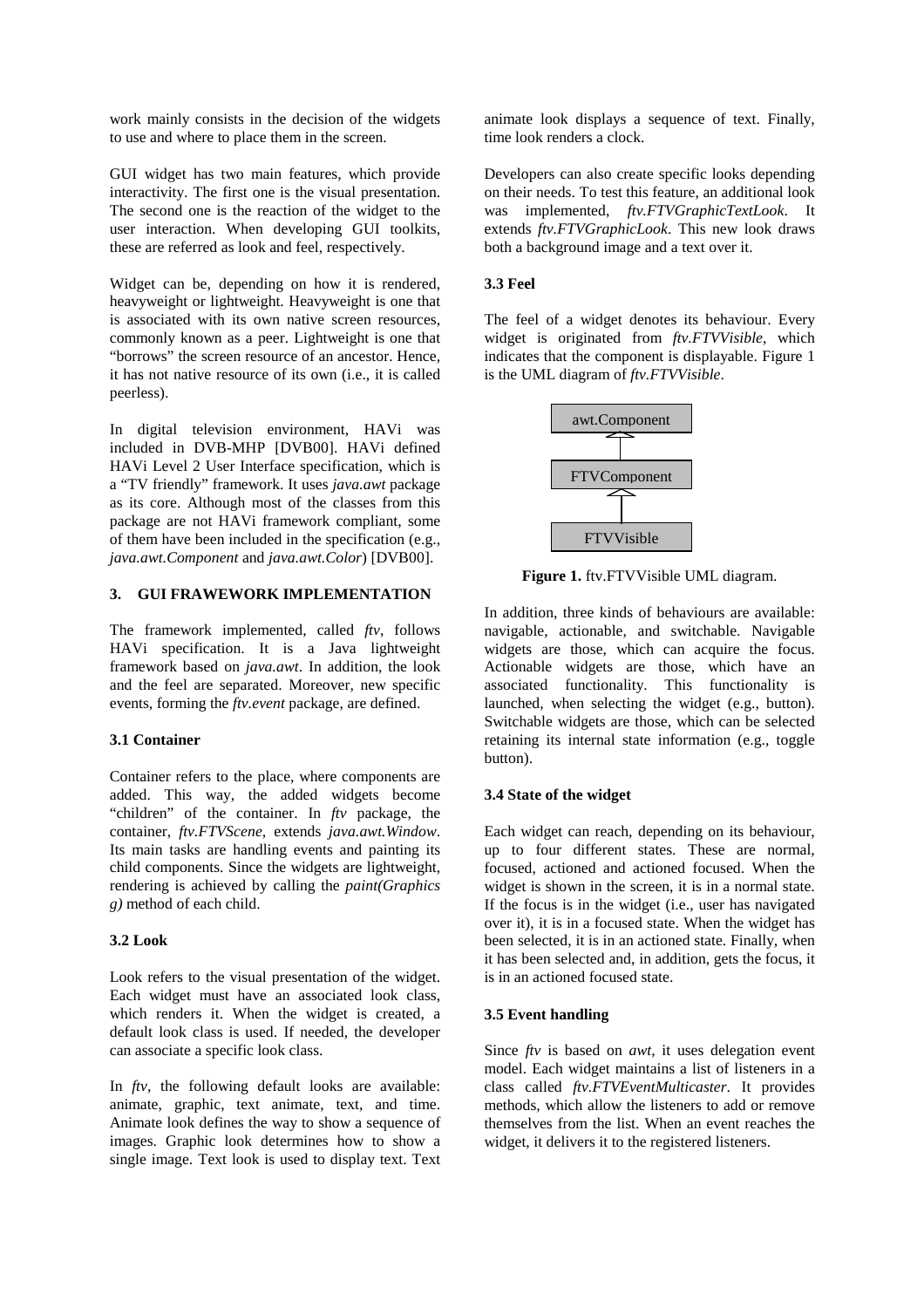work mainly consists in the decision of the widgets to use and where to place them in the screen.

GUI widget has two main features, which provide interactivity. The first one is the visual presentation. The second one is the reaction of the widget to the user interaction. When developing GUI toolkits, these are referred as look and feel, respectively.

Widget can be, depending on how it is rendered, heavyweight or lightweight. Heavyweight is one that is associated with its own native screen resources, commonly known as a peer. Lightweight is one that "borrows" the screen resource of an ancestor. Hence, it has not native resource of its own (i.e., it is called peerless).

In digital television environment, HAVi was included in DVB-MHP [DVB00]. HAVi defined HAVi Level 2 User Interface specification, which is a "TV friendly" framework. It uses *java.awt* package as its core. Although most of the classes from this package are not HAVi framework compliant, some of them have been included in the specification (e.g., *java.awt.Component* and *java.awt.Color*) [DVB00].

## 3. GUI FRAWEWORK IMPLEMENTATION

The framework implemented, called *ftv*, follows HAVi specification. It is a Java lightweight framework based on *java.awt*. In addition, the look and the feel are separated. Moreover, new specific events, forming the *ftv.event* package, are defined.

### 3.1 Container

Container refers to the place, where components are added. This way, the added widgets become "children" of the container. In *ftv* package, the container, *ftv.FTVScene*, extends *java.awt.Window*. Its main tasks are handling events and painting its child components. Since the widgets are lightweight, rendering is achieved by calling the *paint(Graphics g)* method of each child.

### 3.2 Look

Look refers to the visual presentation of the widget. Each widget must have an associated look class, which renders it. When the widget is created, a default look class is used. If needed, the developer can associate a specific look class.

In *ftv*, the following default looks are available: animate, graphic, text animate, text, and time. Animate look defines the way to show a sequence of images. Graphic look determines how to show a single image. Text look is used to display text. Text animate look displays a sequence of text. Finally, time look renders a clock.

Developers can also create specific looks depending on their needs. To test this feature, an additional look was implemented, *ftv.FTVGraphicTextLook*. It extends *ftv.FTVGraphicLook*. This new look draws both a background image and a text over it.

### 3.3 Feel

The feel of a widget denotes its behaviour. Every widget is originated from *ftv.FTVVisible*, which indicates that the component is displayable. Figure 1 is the UML diagram of *ftv.FTVVisible*.

awt.Component

FTVComponent

FTVVisible

**Figure 1.** ftv.FTVVisible UML diagram.

In addition, three kinds of behaviours are available: navigable, actionable, and switchable. Navigable widgets are those, which can acquire the focus. Actionable widgets are those, which have an associated functionality. This functionality is launched, when selecting the widget (e.g., button). Switchable widgets are those, which can be selected retaining its internal state information (e.g., toggle button).

### 3.4 State of the widget

Each widget can reach, depending on its behaviour, up to four different states. These are normal, focused, actioned and actioned focused. When the widget is shown in the screen, it is in a normal state. If the focus is in the widget (i.e., user has navigated over it), it is in a focused state. When the widget has been selected, it is in an actioned state. Finally, when it has been selected and, in addition, gets the focus, it is in an actioned focused state.

### 3.5 Event handling

Since *ftv* is based on *awt*, it uses delegation event model. Each widget maintains a list of listeners in a class called *ftv.FTVEventMulticaster*. It provides methods, which allow the listeners to add or remove themselves from the list. When an event reaches the widget, it delivers it to the registered listeners.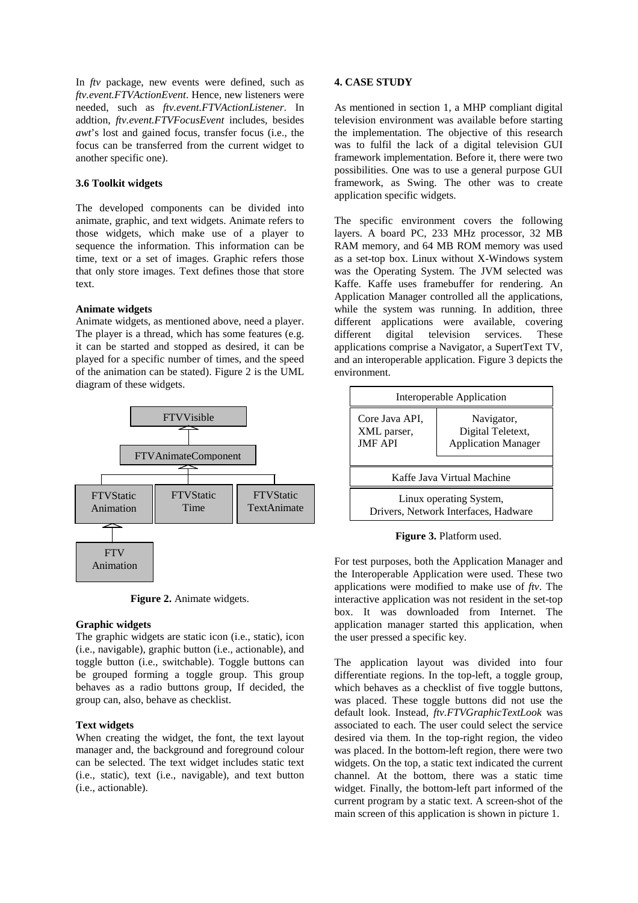In *ftv* package, new events were defined, such as *ftv.event.FTVActionEvent*. Hence, new listeners were needed, such as *ftv.event.FTVActionListener*. In addtion, *ftv.event.FTVFocusEvent* includes, besides *awt*'s lost and gained focus, transfer focus (i.e., the focus can be transferred from the current widget to another specific one).

### 3.6 Toolkit widgets

The developed components can be divided into animate, graphic, and text widgets. Animate refers to those widgets, which make use of a player to sequence the information. This information can be time, text or a set of images. Graphic refers those that only store images. Text defines those that store text.

**Animate widgets**

Animate widgets, as mentioned above, need a player. The player is a thread, which has some features (e.g. it can be started and stopped as desired, it can be played for a specific number of times, and the speed of the animation can be stated). Figure 2 is the UML diagram of these widgets.

**Figure 2.** Animate widgets.

**Graphic widgets**

The graphic widgets are static icon (i.e., static), icon (i.e., navigable), graphic button (i.e., actionable), and toggle button (i.e., switchable). Toggle buttons can be grouped forming a toggle group. This group behaves as a radio buttons group, If decided, the group can, also, behave as checklist.

**Text widgets**

When creating the widget, the font, the text layout manager and, the background and foreground colour can be selected. The text widget includes static text (i.e., static), text (i.e., navigable), and text button (i.e., actionable).

### 4. CASE STUDY

As mentioned in section 1, a MHP compliant digital television environment was available before starting the implementation. The objective of this research was to fulfil the lack of a digital television GUI framework implementation. Before it, there were two possibilities. One was to use a general purpose GUI framework, as Swing. The other was to create application specific widgets.

The specific environment covers the following layers. A board PC, 233 MHz processor, 32 MB RAM memory, and 64 MB ROM memory was used as a set-top box. Linux without X-Windows system was the Operating System. The JVM selected was Kaffe. Kaffe uses framebuffer for rendering. An Application Manager controlled all the applications, while the system was running. In addition, three different applications were available, covering different digital television services. These applications comprise a Navigator, a SupertText TV, and an interoperable application. Figure 3 depicts the environment.

**Figure 3.** Platform used.

For test purposes, both the Application Manager and the Interoperable Application were used. These two applications were modified to make use of *ftv*. The interactive application was not resident in the set-top box. It was downloaded from Internet. The application manager started this application, when the user pressed a specific key.

The application layout was divided into four differentiate regions. In the top-left, a toggle group, which behaves as a checklist of five toggle buttons, was placed. These toggle buttons did not use the default look. Instead, *ftv.FTVGraphicTextLook* was associated to each. The user could select the service desired via them. In the top-right region, the video was placed. In the bottom-left region, there were two widgets. On the top, a static text indicated the current channel. At the bottom, there was a static time widget. Finally, the bottom-left part informed of the current program by a static text. A screen-shot of the main screen of this application is shown in picture 1.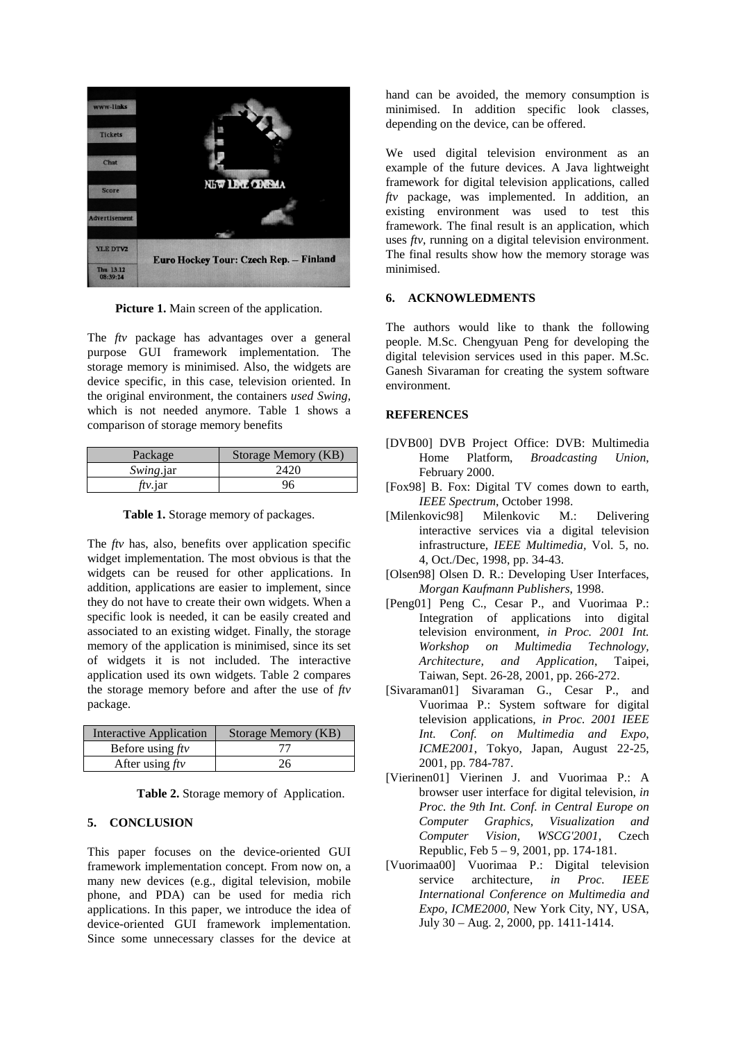Picture 1. Main screen of the application.

The *ftv* package has advantages over a general purpose GUI framework implementation. The storage memory is minimised. Also, the widgets are device specific, in this case, television oriented. In the original environment, the containers *used Swing*, which is not needed anymore. Table 1 shows a comparison of storage memory benefits

| Package | Storage Memory (KB) |
|---|---|
| *Swing*.jar | 2420 |
| *ftv*.jar | 96 |

**Table 1.** Storage memory of packages.

The *ftv* has, also, benefits over application specific widget implementation. The most obvious is that the widgets can be reused for other applications. In addition, applications are easier to implement, since they do not have to create their own widgets. When a specific look is needed, it can be easily created and associated to an existing widget. Finally, the storage memory of the application is minimised, since its set of widgets it is not included. The interactive application used its own widgets. Table 2 compares the storage memory before and after the use of *ftv* package.

| Interactive Application | Storage Memory (KB) |
|---|---|
| Before using *ftv* | 77 |
| After using *ftv* | 26 |

**Table 2.** Storage memory of Application.

## 5. CONCLUSION

This paper focuses on the device-oriented GUI framework implementation concept. From now on, a many new devices (e.g., digital television, mobile phone, and PDA) can be used for media rich applications. In this paper, we introduce the idea of device-oriented GUI framework implementation. Since some unnecessary classes for the device at hand can be avoided, the memory consumption is minimised. In addition specific look classes, depending on the device, can be offered.

We used digital television environment as an example of the future devices. A Java lightweight framework for digital television applications, called *ftv* package, was implemented. In addition, an existing environment was used to test this framework. The final result is an application, which uses *ftv*, running on a digital television environment. The final results show how the memory storage was minimised.

## 6. ACKNOWLEDMENTS

The authors would like to thank the following people. M.Sc. Chengyuan Peng for developing the digital television services used in this paper. M.Sc. Ganesh Sivaraman for creating the system software environment.

## REFERENCES

[DVB00] DVB Project Office: DVB: Multimedia Home Platform, *Broadcasting Union*, February 2000.

[Fox98] B. Fox: Digital TV comes down to earth, *IEEE Spectrum*, October 1998.

[Milenkovic98] Milenkovic M.: Delivering interactive services via a digital television infrastructure, *IEEE Multimedia*, Vol. 5, no. 4, Oct./Dec, 1998, pp. 34-43.

[Olsen98] Olsen D. R.: Developing User Interfaces, *Morgan Kaufmann Publishers*, 1998.

[Peng01] Peng C., Cesar P., and Vuorimaa P.: Integration of applications into digital television environment, *in Proc. 2001 Int. Workshop on Multimedia Technology, Architecture, and Application*, Taipei, Taiwan, Sept. 26-28, 2001, pp. 266-272.

[Sivaraman01] Sivaraman G., Cesar P., and Vuorimaa P.: System software for digital television applications, *in Proc. 2001 IEEE Int. Conf. on Multimedia and Expo, ICME2001*, Tokyo, Japan, August 22-25, 2001, pp. 784-787.

[Vierinen01] Vierinen J. and Vuorimaa P.: A browser user interface for digital television, *in Proc. the 9th Int. Conf. in Central Europe on Computer Graphics, Visualization and Computer Vision, WSCG'2001*, Czech Republic, Feb 5 – 9, 2001, pp. 174-181.

[Vuorimaa00] Vuorimaa P.: Digital television service architecture, *in Proc. IEEE International Conference on Multimedia and Expo, ICME2000*, New York City, NY, USA, July 30 – Aug. 2, 2000, pp. 1411-1414.